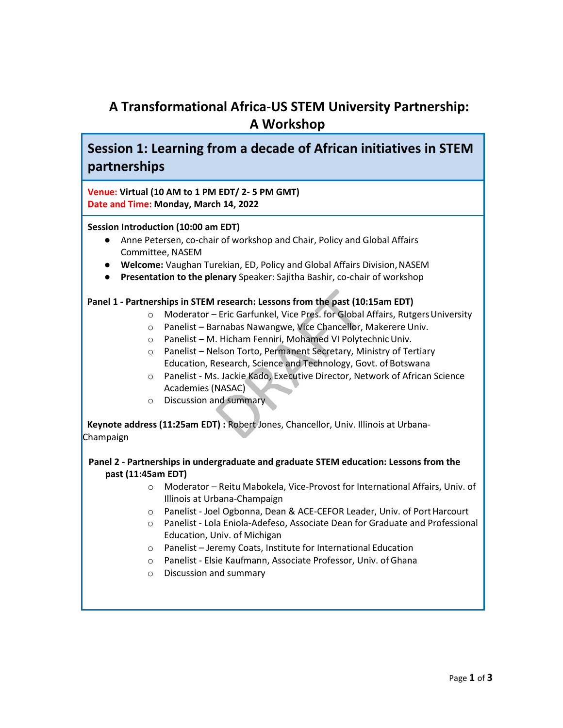# A Transformational Africa-US STEM University Partnership: A Workshop

## Session 1: Learning from a decade of African initiatives in STEM partnerships

**Venue:** **Virtual (10 AM to 1 PM EDT/ 2- 5 PM GMT)**
**Date and Time:** **Monday, March 14, 2022**

**Session Introduction (10:00 am EDT)**

- Anne Petersen, co-chair of workshop and Chair, Policy and Global Affairs Committee, NASEM
- **Welcome:** Vaughan Turekian, ED, Policy and Global Affairs Division, NASEM
- **Presentation to the plenary** Speaker: Sajitha Bashir, co-chair of workshop

**Panel 1 - Partnerships in STEM research: Lessons from the past (10:15am EDT)**

- Moderator – Eric Garfunkel, Vice Pres. for Global Affairs, Rutgers University
- Panelist – Barnabas Nawangwe, Vice Chancellor, Makerere Univ.
- Panelist – M. Hicham Fenniri, Mohamed VI Polytechnic Univ.
- Panelist – Nelson Torto, Permanent Secretary, Ministry of Tertiary Education, Research, Science and Technology, Govt. of Botswana
- Panelist - Ms. Jackie Kado, Executive Director, Network of African Science Academies (NASAC)
- Discussion and summary

**Keynote address (11:25am EDT) :** Robert Jones, Chancellor, Univ. Illinois at Urbana-Champaign

**Panel 2 - Partnerships in undergraduate and graduate STEM education: Lessons from the past (11:45am EDT)**

- Moderator – Reitu Mabokela, Vice-Provost for International Affairs, Univ. of Illinois at Urbana-Champaign
- Panelist - Joel Ogbonna, Dean & ACE-CEFOR Leader, Univ. of Port Harcourt
- Panelist - Lola Eniola-Adefeso, Associate Dean for Graduate and Professional Education, Univ. of Michigan
- Panelist – Jeremy Coats, Institute for International Education
- Panelist - Elsie Kaufmann, Associate Professor, Univ. of Ghana
- Discussion and summary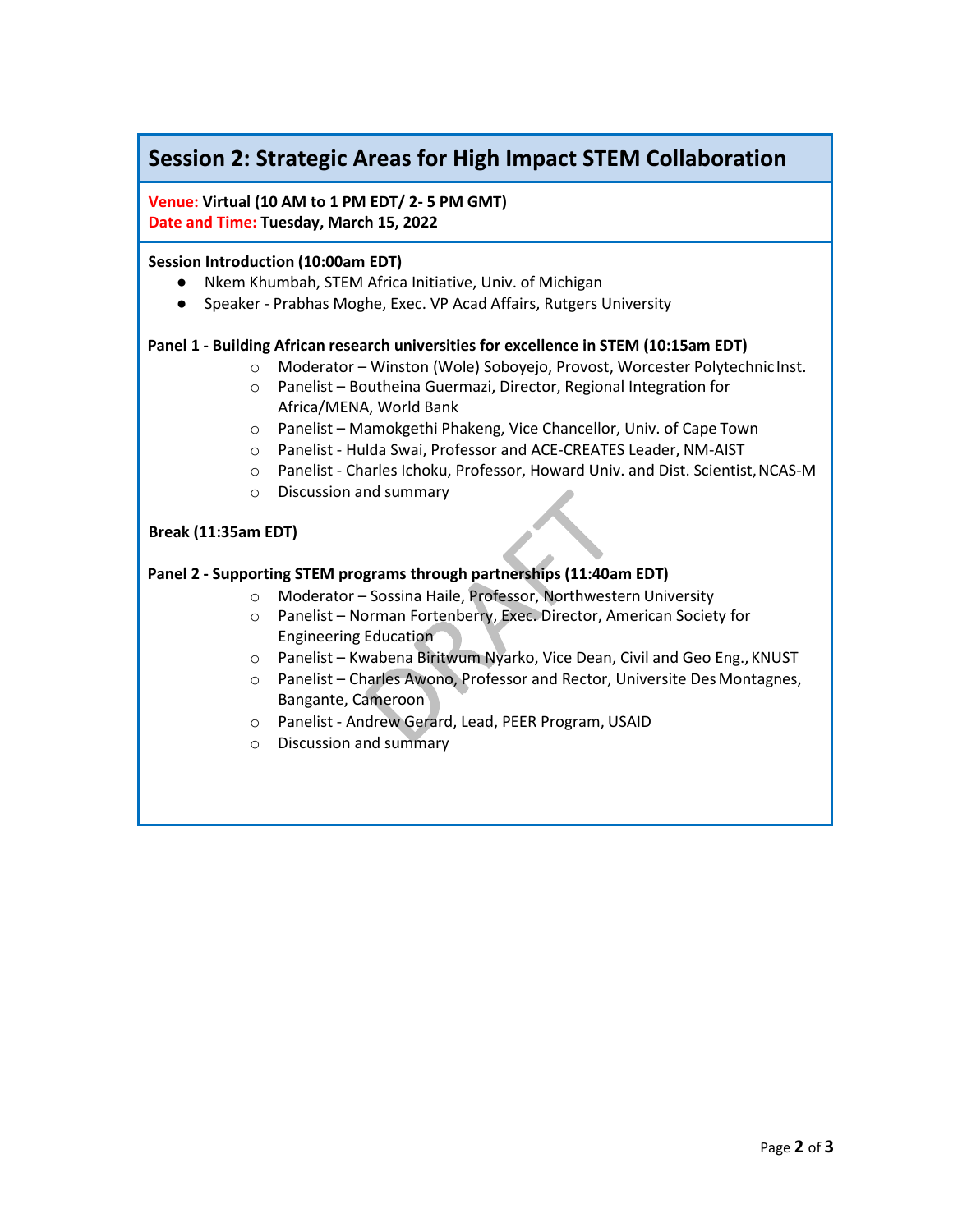## Session 2: Strategic Areas for High Impact STEM Collaboration

**Venue:** **Virtual (10 AM to 1 PM EDT/ 2- 5 PM GMT)**
**Date and Time:** **Tuesday, March 15, 2022**

**Session Introduction (10:00am EDT)**

- Nkem Khumbah, STEM Africa Initiative, Univ. of Michigan
- Speaker - Prabhas Moghe, Exec. VP Acad Affairs, Rutgers University

**Panel 1 - Building African research universities for excellence in STEM (10:15am EDT)**

- Moderator – Winston (Wole) Soboyejo, Provost, Worcester Polytechnic Inst.
- Panelist – Boutheina Guermazi, Director, Regional Integration for Africa/MENA, World Bank
- Panelist – Mamokgethi Phakeng, Vice Chancellor, Univ. of Cape Town
- Panelist - Hulda Swai, Professor and ACE-CREATES Leader, NM-AIST
- Panelist - Charles Ichoku, Professor, Howard Univ. and Dist. Scientist, NCAS-M
- Discussion and summary

**Break (11:35am EDT)**

**Panel 2 - Supporting STEM programs through partnerships (11:40am EDT)**

- Moderator – Sossina Haile, Professor, Northwestern University
- Panelist – Norman Fortenberry, Exec. Director, American Society for Engineering Education
- Panelist – Kwabena Biritwum Nyarko, Vice Dean, Civil and Geo Eng., KNUST
- Panelist – Charles Awono, Professor and Rector, Universite Des Montagnes, Bangante, Cameroon
- Panelist - Andrew Gerard, Lead, PEER Program, USAID
- Discussion and summary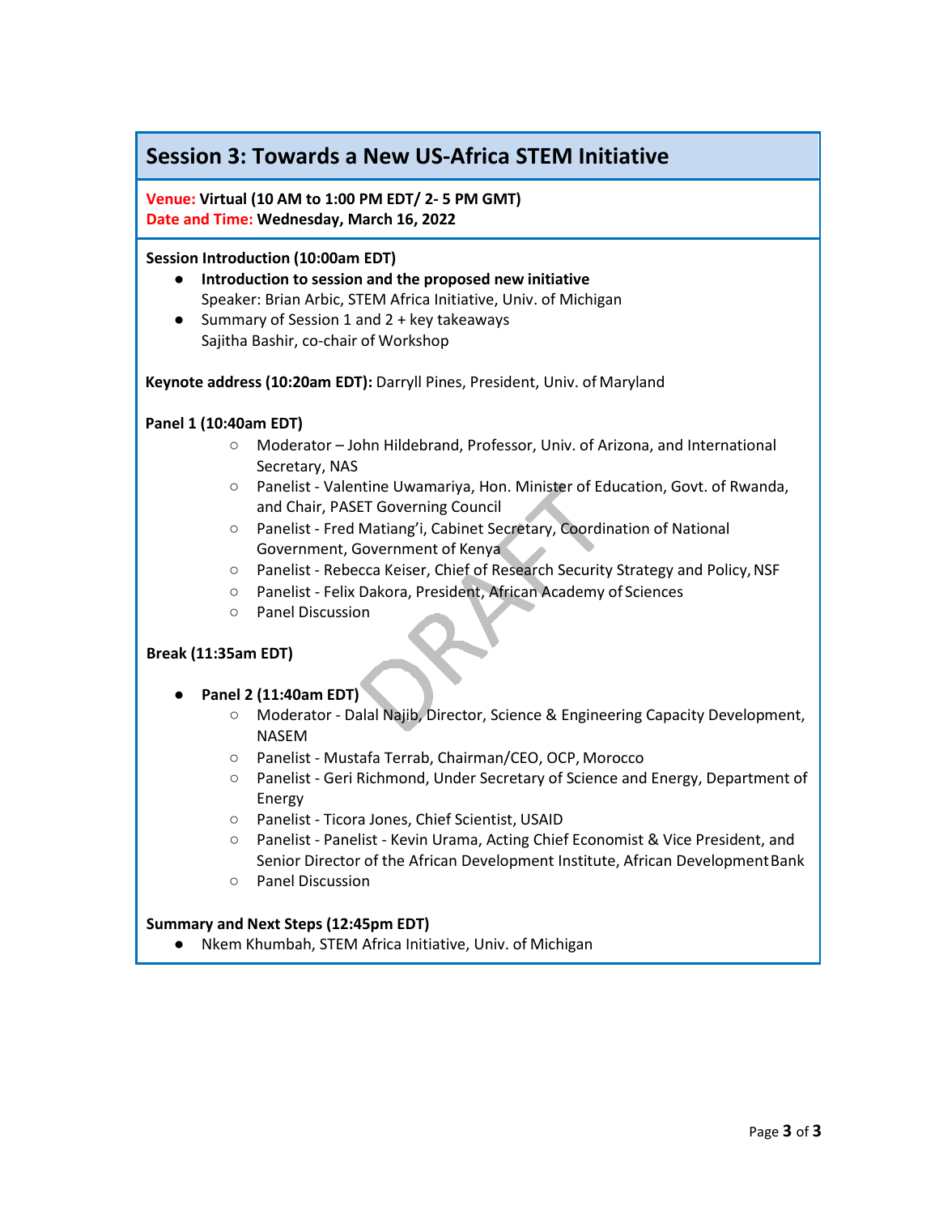## Session 3: Towards a New US-Africa STEM Initiative

**Venue: Virtual (10 AM to 1:00 PM EDT/ 2- 5 PM GMT)**
**Date and Time: Wednesday, March 16, 2022**

**Session Introduction (10:00am EDT)**

- **Introduction to session and the proposed new initiative**
  Speaker: Brian Arbic, STEM Africa Initiative, Univ. of Michigan
- Summary of Session 1 and 2 + key takeaways
  Sajitha Bashir, co-chair of Workshop

**Keynote address (10:20am EDT):** Darryll Pines, President, Univ. of Maryland

**Panel 1 (10:40am EDT)**

- Moderator – John Hildebrand, Professor, Univ. of Arizona, and International Secretary, NAS
- Panelist - Valentine Uwamariya, Hon. Minister of Education, Govt. of Rwanda, and Chair, PASET Governing Council
- Panelist - Fred Matiang'i, Cabinet Secretary, Coordination of National Government, Government of Kenya
- Panelist - Rebecca Keiser, Chief of Research Security Strategy and Policy, NSF
- Panelist - Felix Dakora, President, African Academy of Sciences
- Panel Discussion

**Break (11:35am EDT)**

- **Panel 2 (11:40am EDT)**
  - Moderator - Dalal Najib, Director, Science & Engineering Capacity Development, NASEM
  - Panelist - Mustafa Terrab, Chairman/CEO, OCP, Morocco
  - Panelist - Geri Richmond, Under Secretary of Science and Energy, Department of Energy
  - Panelist - Ticora Jones, Chief Scientist, USAID
  - Panelist - Panelist - Kevin Urama, Acting Chief Economist & Vice President, and Senior Director of the African Development Institute, African Development Bank
  - Panel Discussion

**Summary and Next Steps (12:45pm EDT)**

- Nkem Khumbah, STEM Africa Initiative, Univ. of Michigan